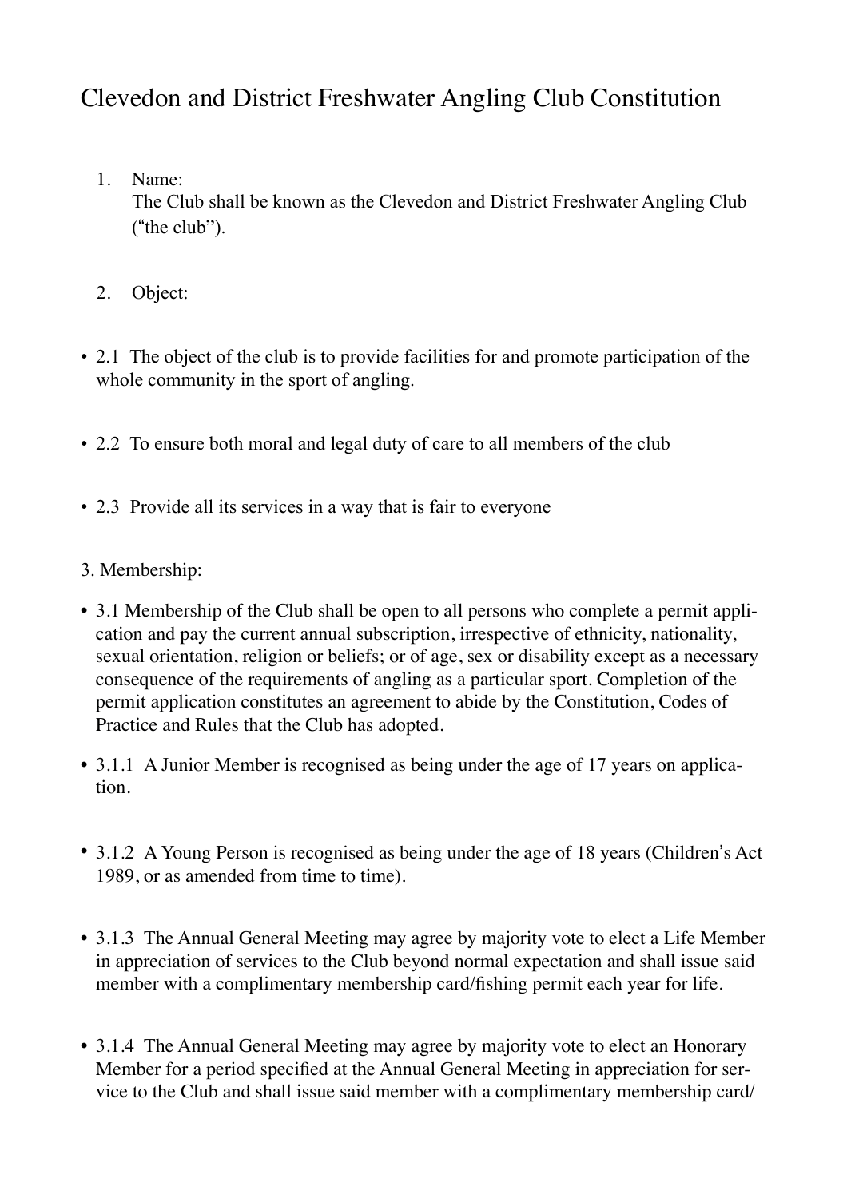# Clevedon and District Freshwater Angling Club Constitution

1. Name:
   The Club shall be known as the Clevedon and District Freshwater Angling Club ("the club").

2. Object:

- 2.1 The object of the club is to provide facilities for and promote participation of the whole community in the sport of angling.

- 2.2 To ensure both moral and legal duty of care to all members of the club

- 2.3 Provide all its services in a way that is fair to everyone

3. Membership:

- 3.1 Membership of the Club shall be open to all persons who complete a permit application and pay the current annual subscription, irrespective of ethnicity, nationality, sexual orientation, religion or beliefs; or of age, sex or disability except as a necessary consequence of the requirements of angling as a particular sport. Completion of the permit application constitutes an agreement to abide by the Constitution, Codes of Practice and Rules that the Club has adopted.

- 3.1.1 A Junior Member is recognised as being under the age of 17 years on application.

- 3.1.2 A Young Person is recognised as being under the age of 18 years (Children's Act 1989, or as amended from time to time).

- 3.1.3 The Annual General Meeting may agree by majority vote to elect a Life Member in appreciation of services to the Club beyond normal expectation and shall issue said member with a complimentary membership card/fishing permit each year for life.

- 3.1.4 The Annual General Meeting may agree by majority vote to elect an Honorary Member for a period specified at the Annual General Meeting in appreciation for service to the Club and shall issue said member with a complimentary membership card/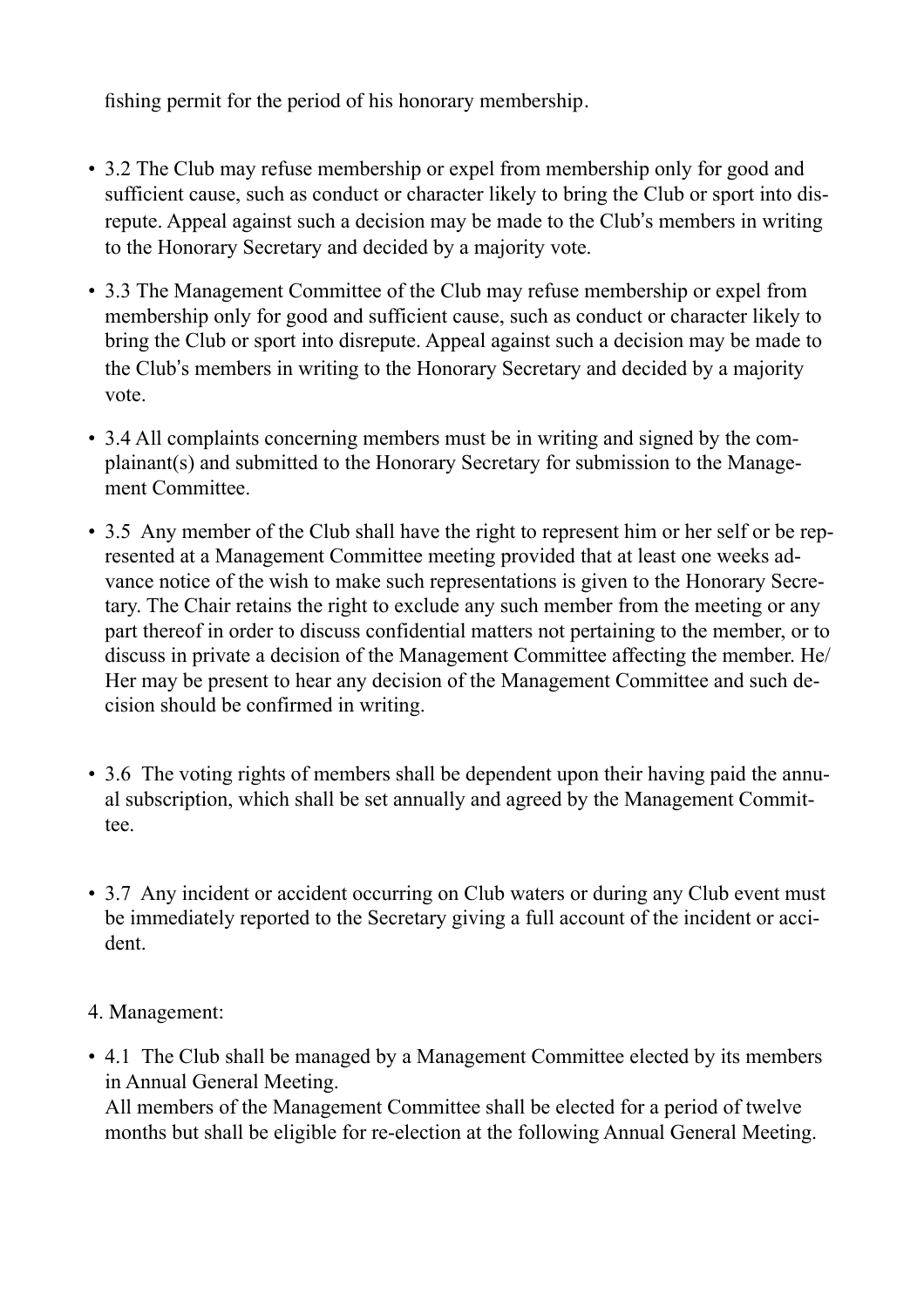fishing permit for the period of his honorary membership.

- 3.2 The Club may refuse membership or expel from membership only for good and sufficient cause, such as conduct or character likely to bring the Club or sport into disrepute. Appeal against such a decision may be made to the Club's members in writing to the Honorary Secretary and decided by a majority vote.
- 3.3 The Management Committee of the Club may refuse membership or expel from membership only for good and sufficient cause, such as conduct or character likely to bring the Club or sport into disrepute. Appeal against such a decision may be made to the Club's members in writing to the Honorary Secretary and decided by a majority vote.
- 3.4 All complaints concerning members must be in writing and signed by the complainant(s) and submitted to the Honorary Secretary for submission to the Management Committee.
- 3.5 Any member of the Club shall have the right to represent him or her self or be represented at a Management Committee meeting provided that at least one weeks advance notice of the wish to make such representations is given to the Honorary Secretary. The Chair retains the right to exclude any such member from the meeting or any part thereof in order to discuss confidential matters not pertaining to the member, or to discuss in private a decision of the Management Committee affecting the member. He/Her may be present to hear any decision of the Management Committee and such decision should be confirmed in writing.
- 3.6 The voting rights of members shall be dependent upon their having paid the annual subscription, which shall be set annually and agreed by the Management Committee.
- 3.7 Any incident or accident occurring on Club waters or during any Club event must be immediately reported to the Secretary giving a full account of the incident or accident.

4. Management:

- 4.1 The Club shall be managed by a Management Committee elected by its members in Annual General Meeting.
  All members of the Management Committee shall be elected for a period of twelve months but shall be eligible for re-election at the following Annual General Meeting.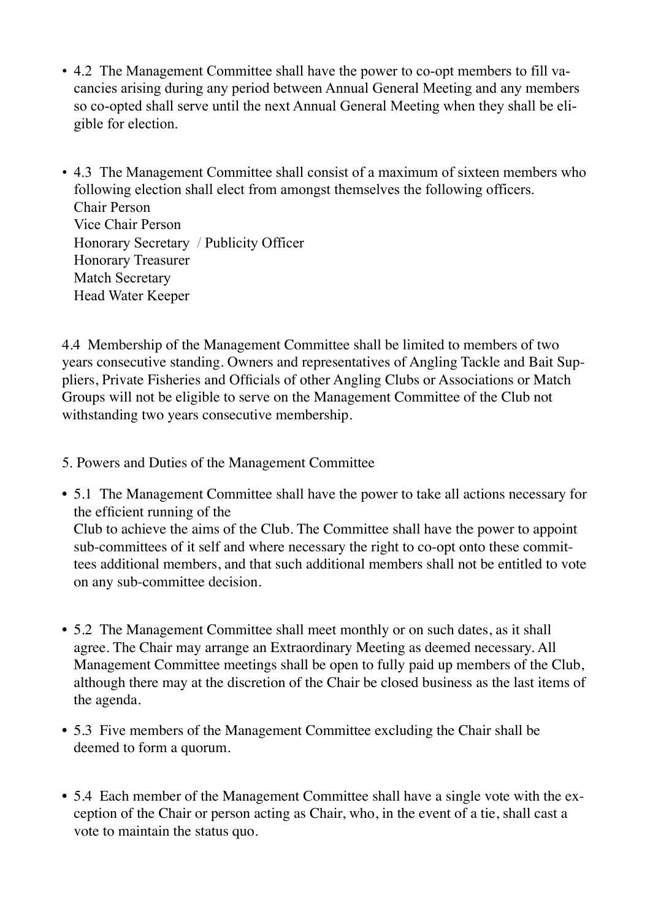- 4.2 The Management Committee shall have the power to co-opt members to fill vacancies arising during any period between Annual General Meeting and any members so co-opted shall serve until the next Annual General Meeting when they shall be eligible for election.

- 4.3 The Management Committee shall consist of a maximum of sixteen members who following election shall elect from amongst themselves the following officers.
  Chair Person
  Vice Chair Person
  Honorary Secretary / Publicity Officer
  Honorary Treasurer
  Match Secretary
  Head Water Keeper

4.4 Membership of the Management Committee shall be limited to members of two years consecutive standing. Owners and representatives of Angling Tackle and Bait Suppliers, Private Fisheries and Officials of other Angling Clubs or Associations or Match Groups will not be eligible to serve on the Management Committee of the Club not withstanding two years consecutive membership.

5. Powers and Duties of the Management Committee

- 5.1 The Management Committee shall have the power to take all actions necessary for the efficient running of the
  Club to achieve the aims of the Club. The Committee shall have the power to appoint sub-committees of it self and where necessary the right to co-opt onto these committees additional members, and that such additional members shall not be entitled to vote on any sub-committee decision.

- 5.2 The Management Committee shall meet monthly or on such dates, as it shall agree. The Chair may arrange an Extraordinary Meeting as deemed necessary. All Management Committee meetings shall be open to fully paid up members of the Club, although there may at the discretion of the Chair be closed business as the last items of the agenda.

- 5.3 Five members of the Management Committee excluding the Chair shall be deemed to form a quorum.

- 5.4 Each member of the Management Committee shall have a single vote with the exception of the Chair or person acting as Chair, who, in the event of a tie, shall cast a vote to maintain the status quo.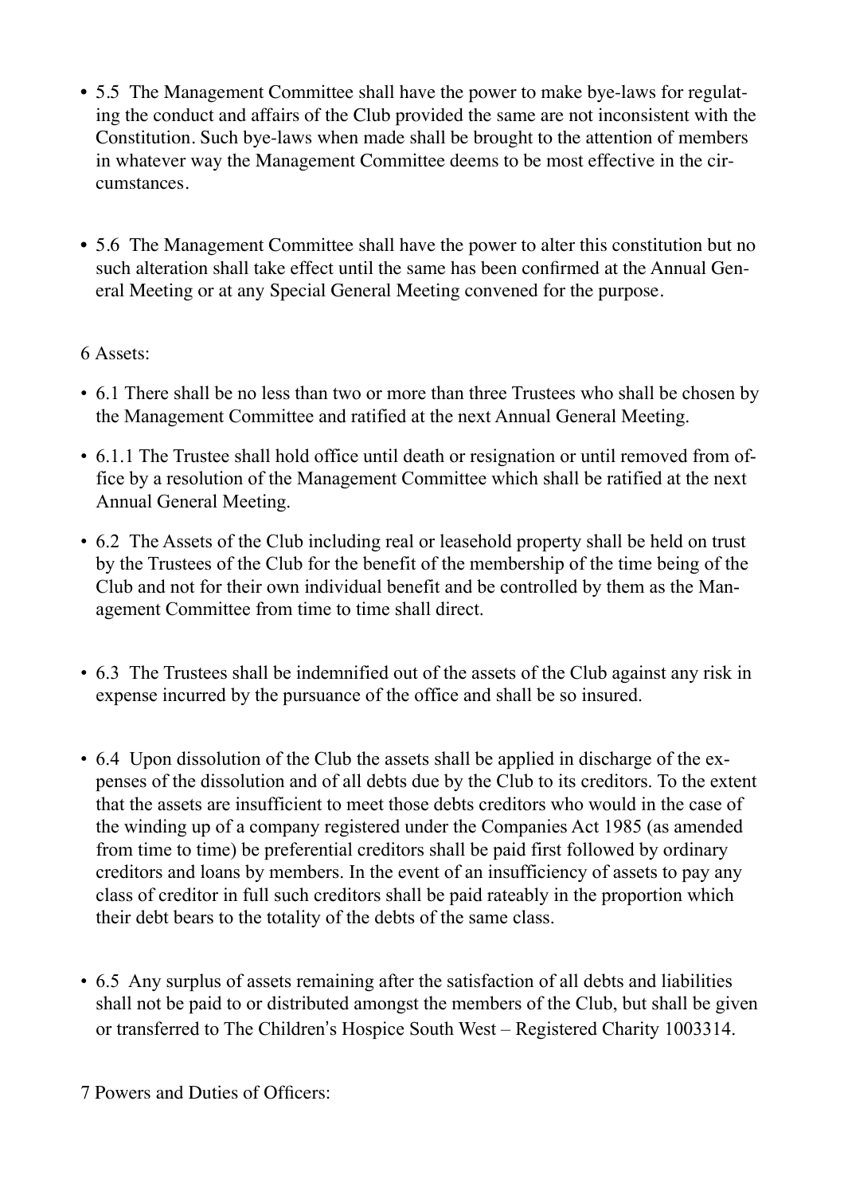- 5.5 The Management Committee shall have the power to make bye-laws for regulating the conduct and affairs of the Club provided the same are not inconsistent with the Constitution. Such bye-laws when made shall be brought to the attention of members in whatever way the Management Committee deems to be most effective in the circumstances.

- 5.6 The Management Committee shall have the power to alter this constitution but no such alteration shall take effect until the same has been confirmed at the Annual General Meeting or at any Special General Meeting convened for the purpose.

6 Assets:

- 6.1 There shall be no less than two or more than three Trustees who shall be chosen by the Management Committee and ratified at the next Annual General Meeting.
- 6.1.1 The Trustee shall hold office until death or resignation or until removed from office by a resolution of the Management Committee which shall be ratified at the next Annual General Meeting.
- 6.2 The Assets of the Club including real or leasehold property shall be held on trust by the Trustees of the Club for the benefit of the membership of the time being of the Club and not for their own individual benefit and be controlled by them as the Management Committee from time to time shall direct.

- 6.3 The Trustees shall be indemnified out of the assets of the Club against any risk in expense incurred by the pursuance of the office and shall be so insured.

- 6.4 Upon dissolution of the Club the assets shall be applied in discharge of the expenses of the dissolution and of all debts due by the Club to its creditors. To the extent that the assets are insufficient to meet those debts creditors who would in the case of the winding up of a company registered under the Companies Act 1985 (as amended from time to time) be preferential creditors shall be paid first followed by ordinary creditors and loans by members. In the event of an insufficiency of assets to pay any class of creditor in full such creditors shall be paid rateably in the proportion which their debt bears to the totality of the debts of the same class.

- 6.5 Any surplus of assets remaining after the satisfaction of all debts and liabilities shall not be paid to or distributed amongst the members of the Club, but shall be given or transferred to The Children's Hospice South West – Registered Charity 1003314.

7 Powers and Duties of Officers: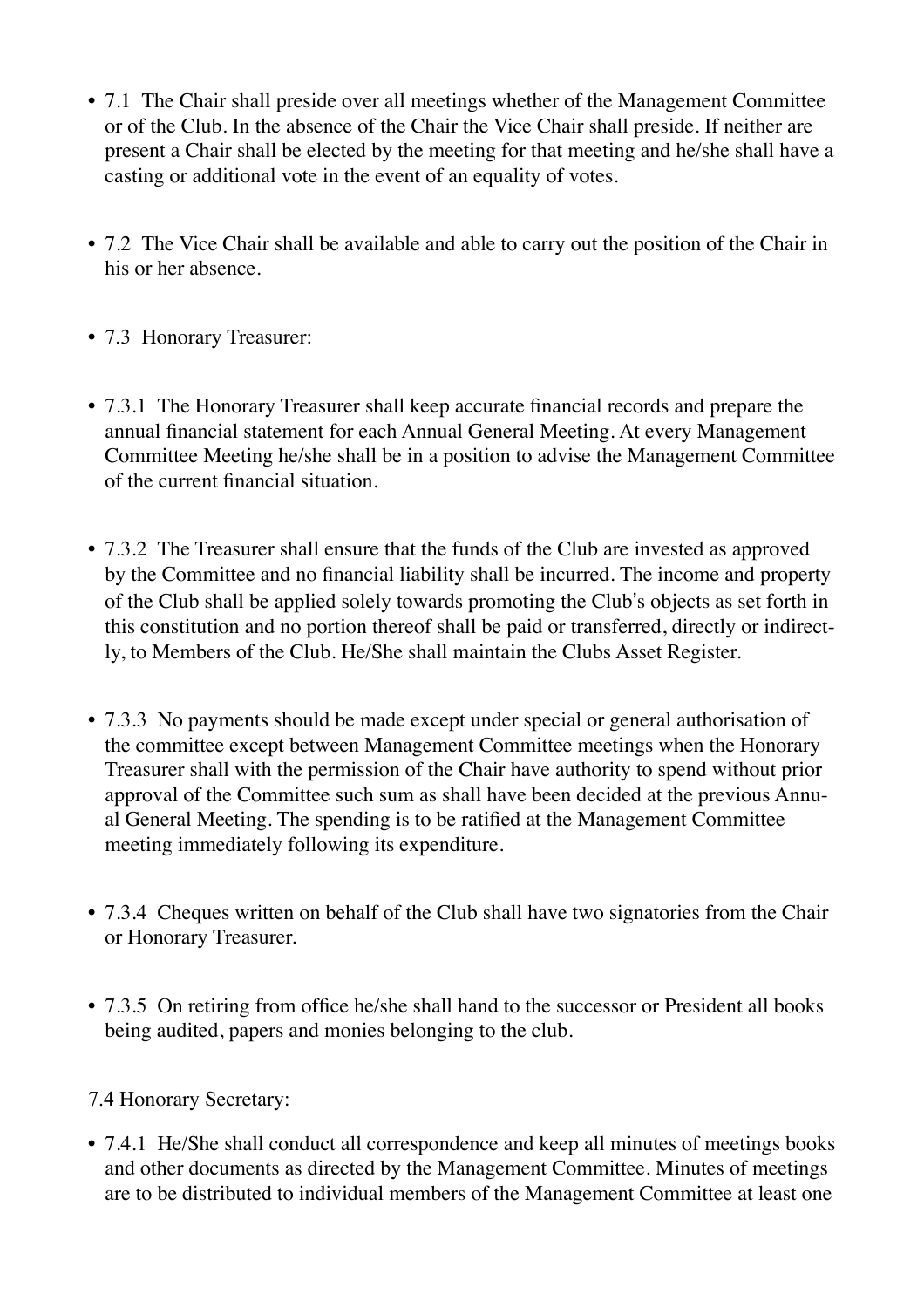- 7.1 The Chair shall preside over all meetings whether of the Management Committee or of the Club. In the absence of the Chair the Vice Chair shall preside. If neither are present a Chair shall be elected by the meeting for that meeting and he/she shall have a casting or additional vote in the event of an equality of votes.

- 7.2 The Vice Chair shall be available and able to carry out the position of the Chair in his or her absence.

- 7.3 Honorary Treasurer:

- 7.3.1 The Honorary Treasurer shall keep accurate financial records and prepare the annual financial statement for each Annual General Meeting. At every Management Committee Meeting he/she shall be in a position to advise the Management Committee of the current financial situation.

- 7.3.2 The Treasurer shall ensure that the funds of the Club are invested as approved by the Committee and no financial liability shall be incurred. The income and property of the Club shall be applied solely towards promoting the Club's objects as set forth in this constitution and no portion thereof shall be paid or transferred, directly or indirectly, to Members of the Club. He/She shall maintain the Clubs Asset Register.

- 7.3.3 No payments should be made except under special or general authorisation of the committee except between Management Committee meetings when the Honorary Treasurer shall with the permission of the Chair have authority to spend without prior approval of the Committee such sum as shall have been decided at the previous Annual General Meeting. The spending is to be ratified at the Management Committee meeting immediately following its expenditure.

- 7.3.4 Cheques written on behalf of the Club shall have two signatories from the Chair or Honorary Treasurer.

- 7.3.5 On retiring from office he/she shall hand to the successor or President all books being audited, papers and monies belonging to the club.

7.4 Honorary Secretary:

- 7.4.1 He/She shall conduct all correspondence and keep all minutes of meetings books and other documents as directed by the Management Committee. Minutes of meetings are to be distributed to individual members of the Management Committee at least one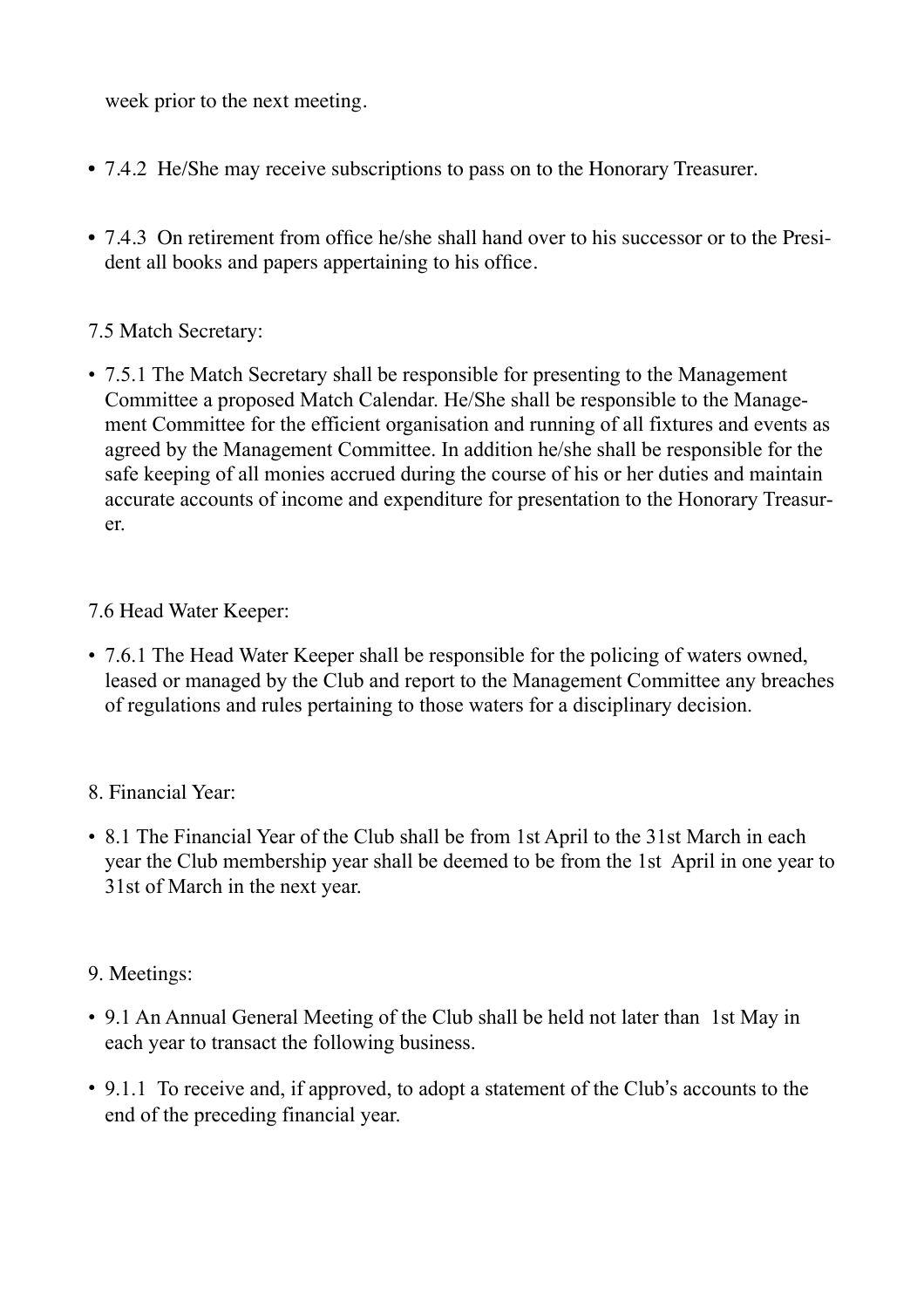week prior to the next meeting.

- 7.4.2 He/She may receive subscriptions to pass on to the Honorary Treasurer.

- 7.4.3 On retirement from office he/she shall hand over to his successor or to the President all books and papers appertaining to his office.

7.5 Match Secretary:

- 7.5.1 The Match Secretary shall be responsible for presenting to the Management Committee a proposed Match Calendar. He/She shall be responsible to the Management Committee for the efficient organisation and running of all fixtures and events as agreed by the Management Committee. In addition he/she shall be responsible for the safe keeping of all monies accrued during the course of his or her duties and maintain accurate accounts of income and expenditure for presentation to the Honorary Treasurer.

7.6 Head Water Keeper:

- 7.6.1 The Head Water Keeper shall be responsible for the policing of waters owned, leased or managed by the Club and report to the Management Committee any breaches of regulations and rules pertaining to those waters for a disciplinary decision.

8. Financial Year:

- 8.1 The Financial Year of the Club shall be from 1st April to the 31st March in each year the Club membership year shall be deemed to be from the 1st April in one year to 31st of March in the next year.

9. Meetings:

- 9.1 An Annual General Meeting of the Club shall be held not later than 1st May in each year to transact the following business.

- 9.1.1 To receive and, if approved, to adopt a statement of the Club's accounts to the end of the preceding financial year.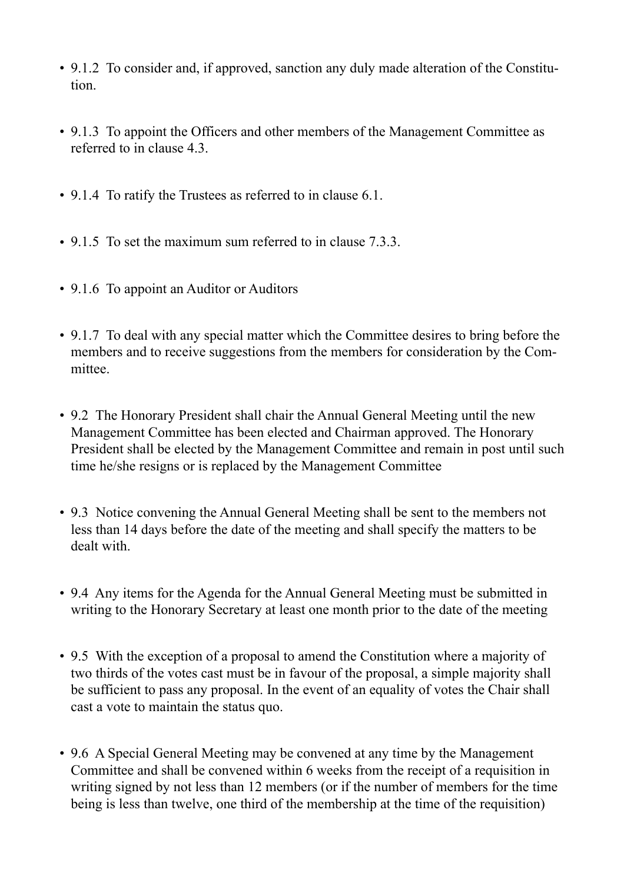- 9.1.2 To consider and, if approved, sanction any duly made alteration of the Constitution.

- 9.1.3 To appoint the Officers and other members of the Management Committee as referred to in clause 4.3.

- 9.1.4 To ratify the Trustees as referred to in clause 6.1.

- 9.1.5 To set the maximum sum referred to in clause 7.3.3.

- 9.1.6 To appoint an Auditor or Auditors

- 9.1.7 To deal with any special matter which the Committee desires to bring before the members and to receive suggestions from the members for consideration by the Committee.

- 9.2 The Honorary President shall chair the Annual General Meeting until the new Management Committee has been elected and Chairman approved. The Honorary President shall be elected by the Management Committee and remain in post until such time he/she resigns or is replaced by the Management Committee

- 9.3 Notice convening the Annual General Meeting shall be sent to the members not less than 14 days before the date of the meeting and shall specify the matters to be dealt with.

- 9.4 Any items for the Agenda for the Annual General Meeting must be submitted in writing to the Honorary Secretary at least one month prior to the date of the meeting

- 9.5 With the exception of a proposal to amend the Constitution where a majority of two thirds of the votes cast must be in favour of the proposal, a simple majority shall be sufficient to pass any proposal. In the event of an equality of votes the Chair shall cast a vote to maintain the status quo.

- 9.6 A Special General Meeting may be convened at any time by the Management Committee and shall be convened within 6 weeks from the receipt of a requisition in writing signed by not less than 12 members (or if the number of members for the time being is less than twelve, one third of the membership at the time of the requisition)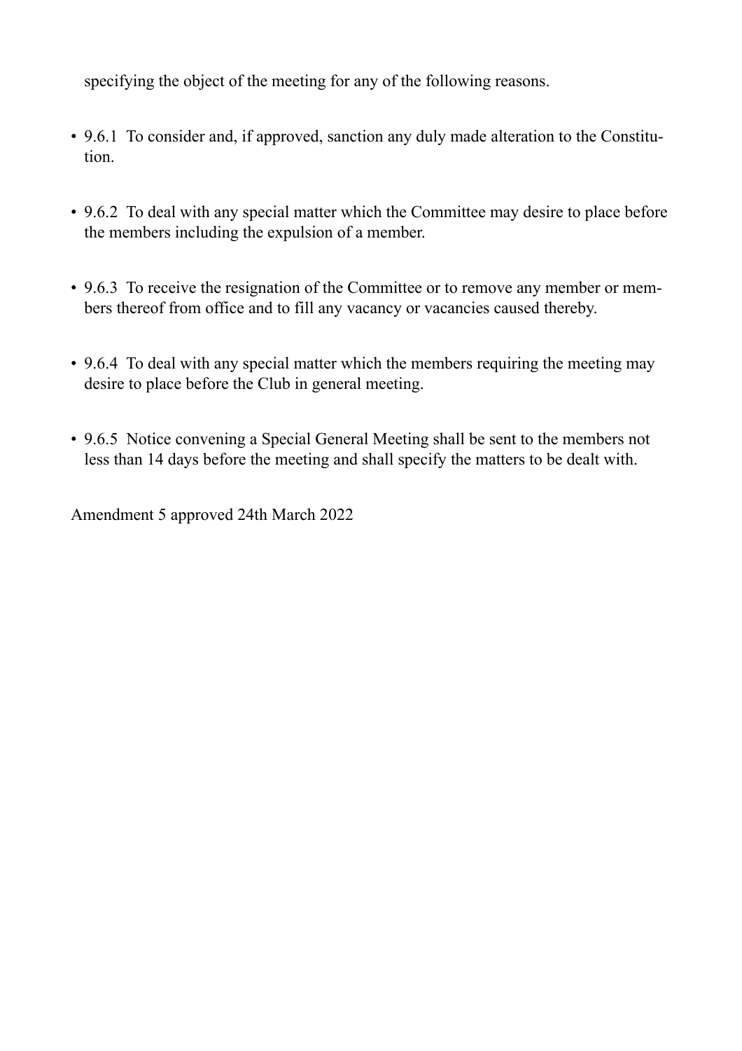specifying the object of the meeting for any of the following reasons.

- 9.6.1 To consider and, if approved, sanction any duly made alteration to the Constitution.
- 9.6.2 To deal with any special matter which the Committee may desire to place before the members including the expulsion of a member.
- 9.6.3 To receive the resignation of the Committee or to remove any member or members thereof from office and to fill any vacancy or vacancies caused thereby.
- 9.6.4 To deal with any special matter which the members requiring the meeting may desire to place before the Club in general meeting.
- 9.6.5 Notice convening a Special General Meeting shall be sent to the members not less than 14 days before the meeting and shall specify the matters to be dealt with.

Amendment 5 approved 24th March 2022